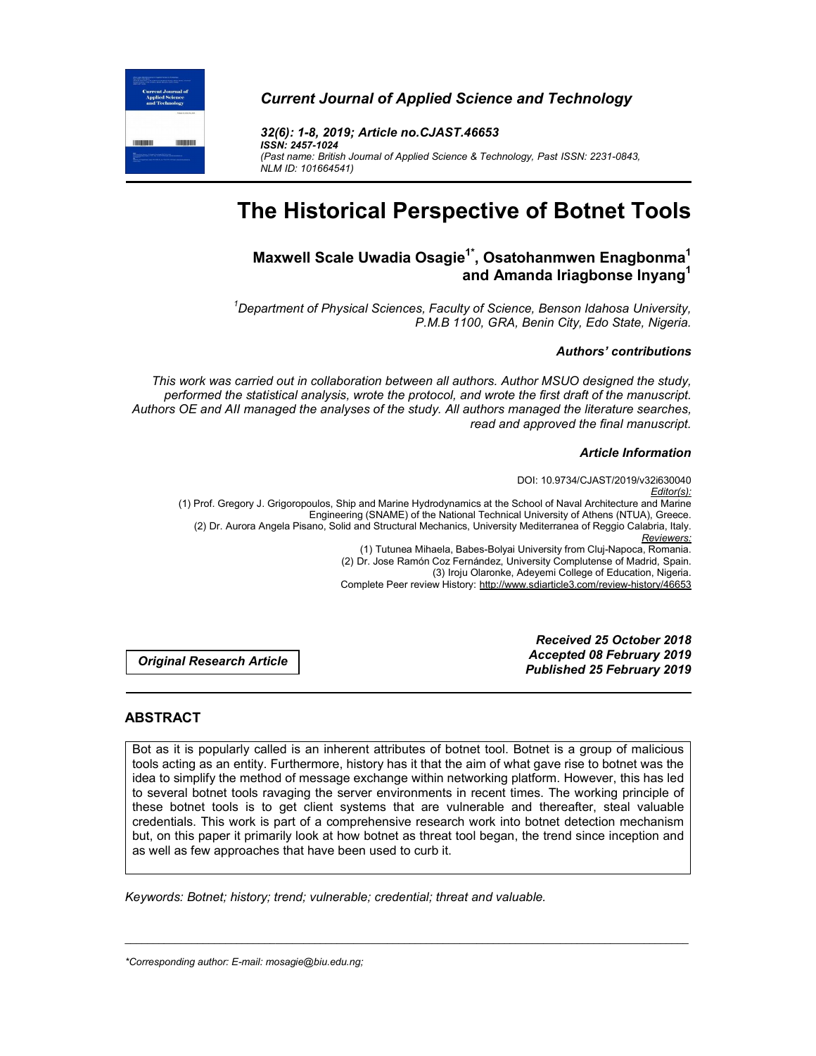*Current Journal of Applied Science and Technology*

*32(6): 1-8, 2019; Article no.CJAST.46653*
***ISSN: 2457-1024***
*(Past name: British Journal of Applied Science & Technology, Past ISSN: 2231-0843, NLM ID: 101664541)*

# The Historical Perspective of Botnet Tools

**Maxwell Scale Uwadia Osagie[1*], Osatohanmwen Enagbonma[1] and Amanda Iriagbonse Inyang[1]**

*[1]Department of Physical Sciences, Faculty of Science, Benson Idahosa University, P.M.B 1100, GRA, Benin City, Edo State, Nigeria.*

***Authors' contributions***

*This work was carried out in collaboration between all authors. Author MSUO designed the study, performed the statistical analysis, wrote the protocol, and wrote the first draft of the manuscript. Authors OE and AII managed the analyses of the study. All authors managed the literature searches, read and approved the final manuscript.*

***Article Information***

DOI: 10.9734/CJAST/2019/v32i630040
*Editor(s):*
(1) Prof. Gregory J. Grigoropoulos, Ship and Marine Hydrodynamics at the School of Naval Architecture and Marine Engineering (SNAME) of the National Technical University of Athens (NTUA), Greece.
(2) Dr. Aurora Angela Pisano, Solid and Structural Mechanics, University Mediterranea of Reggio Calabria, Italy.
*Reviewers:*
(1) Tutunea Mihaela, Babes-Bolyai University from Cluj-Napoca, Romania.
(2) Dr. Jose Ramón Coz Fernández, University Complutense of Madrid, Spain.
(3) Iroju Olaronke, Adeyemi College of Education, Nigeria.
Complete Peer review History: http://www.sdiarticle3.com/review-history/46653

***Original Research Article***

***Received 25 October 2018***
***Accepted 08 February 2019***
***Published 25 February 2019***

## ABSTRACT

Bot as it is popularly called is an inherent attributes of botnet tool. Botnet is a group of malicious tools acting as an entity. Furthermore, history has it that the aim of what gave rise to botnet was the idea to simplify the method of message exchange within networking platform. However, this has led to several botnet tools ravaging the server environments in recent times. The working principle of these botnet tools is to get client systems that are vulnerable and thereafter, steal valuable credentials. This work is part of a comprehensive research work into botnet detection mechanism but, on this paper it primarily look at how botnet as threat tool began, the trend since inception and as well as few approaches that have been used to curb it.

*Keywords: Botnet; history; trend; vulnerable; credential; threat and valuable.*

---

*\*Corresponding author: E-mail: mosagie@biu.edu.ng;*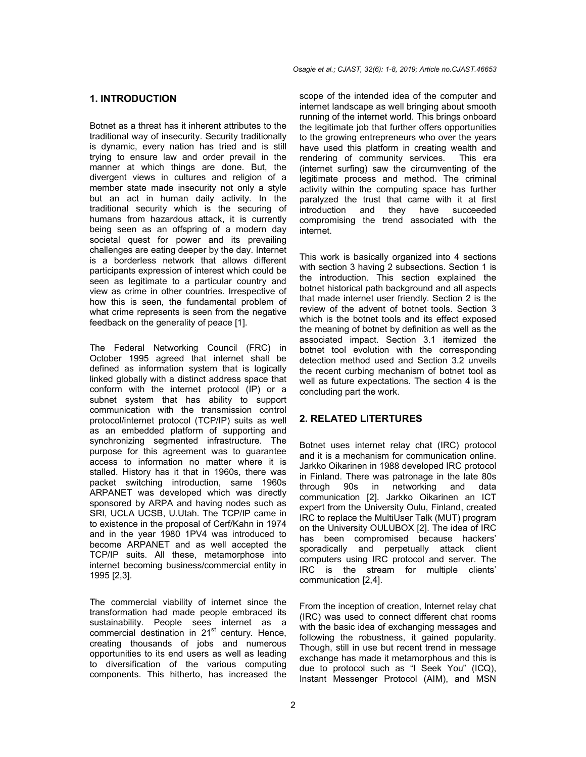## 1. INTRODUCTION

Botnet as a threat has it inherent attributes to the traditional way of insecurity. Security traditionally is dynamic, every nation has tried and is still trying to ensure law and order prevail in the manner at which things are done. But, the divergent views in cultures and religion of a member state made insecurity not only a style but an act in human daily activity. In the traditional security which is the securing of humans from hazardous attack, it is currently being seen as an offspring of a modern day societal quest for power and its prevailing challenges are eating deeper by the day. Internet is a borderless network that allows different participants expression of interest which could be seen as legitimate to a particular country and view as crime in other countries. Irrespective of how this is seen, the fundamental problem of what crime represents is seen from the negative feedback on the generality of peace [1].

The Federal Networking Council (FRC) in October 1995 agreed that internet shall be defined as information system that is logically linked globally with a distinct address space that conform with the internet protocol (IP) or a subnet system that has ability to support communication with the transmission control protocol/internet protocol (TCP/IP) suits as well as an embedded platform of supporting and synchronizing segmented infrastructure. The purpose for this agreement was to guarantee access to information no matter where it is stalled. History has it that in 1960s, there was packet switching introduction, same 1960s ARPANET was developed which was directly sponsored by ARPA and having nodes such as SRI, UCLA UCSB, U.Utah. The TCP/IP came in to existence in the proposal of Cerf/Kahn in 1974 and in the year 1980 1PV4 was introduced to become ARPANET and as well accepted the TCP/IP suits. All these, metamorphose into internet becoming business/commercial entity in 1995 [2,3].

The commercial viability of internet since the transformation had made people embraced its sustainability. People sees internet as a commercial destination in 21[st] century. Hence, creating thousands of jobs and numerous opportunities to its end users as well as leading to diversification of the various computing components. This hitherto, has increased the scope of the intended idea of the computer and internet landscape as well bringing about smooth running of the internet world. This brings onboard the legitimate job that further offers opportunities to the growing entrepreneurs who over the years have used this platform in creating wealth and rendering of community services. This era (internet surfing) saw the circumventing of the legitimate process and method. The criminal activity within the computing space has further paralyzed the trust that came with it at first introduction and they have succeeded compromising the trend associated with the internet.

This work is basically organized into 4 sections with section 3 having 2 subsections. Section 1 is the introduction. This section explained the botnet historical path background and all aspects that made internet user friendly. Section 2 is the review of the advent of botnet tools. Section 3 which is the botnet tools and its effect exposed the meaning of botnet by definition as well as the associated impact. Section 3.1 itemized the botnet tool evolution with the corresponding detection method used and Section 3.2 unveils the recent curbing mechanism of botnet tool as well as future expectations. The section 4 is the concluding part the work.

## 2. RELATED LITERTURES

Botnet uses internet relay chat (IRC) protocol and it is a mechanism for communication online. Jarkko Oikarinen in 1988 developed IRC protocol in Finland. There was patronage in the late 80s through 90s in networking and data communication [2]. Jarkko Oikarinen an ICT expert from the University Oulu, Finland, created IRC to replace the MultiUser Talk (MUT) program on the University OULUBOX [2]. The idea of IRC has been compromised because hackers' sporadically and perpetually attack client computers using IRC protocol and server. The IRC is the stream for multiple clients' communication [2,4].

From the inception of creation, Internet relay chat (IRC) was used to connect different chat rooms with the basic idea of exchanging messages and following the robustness, it gained popularity. Though, still in use but recent trend in message exchange has made it metamorphous and this is due to protocol such as "I Seek You" (ICQ), Instant Messenger Protocol (AIM), and MSN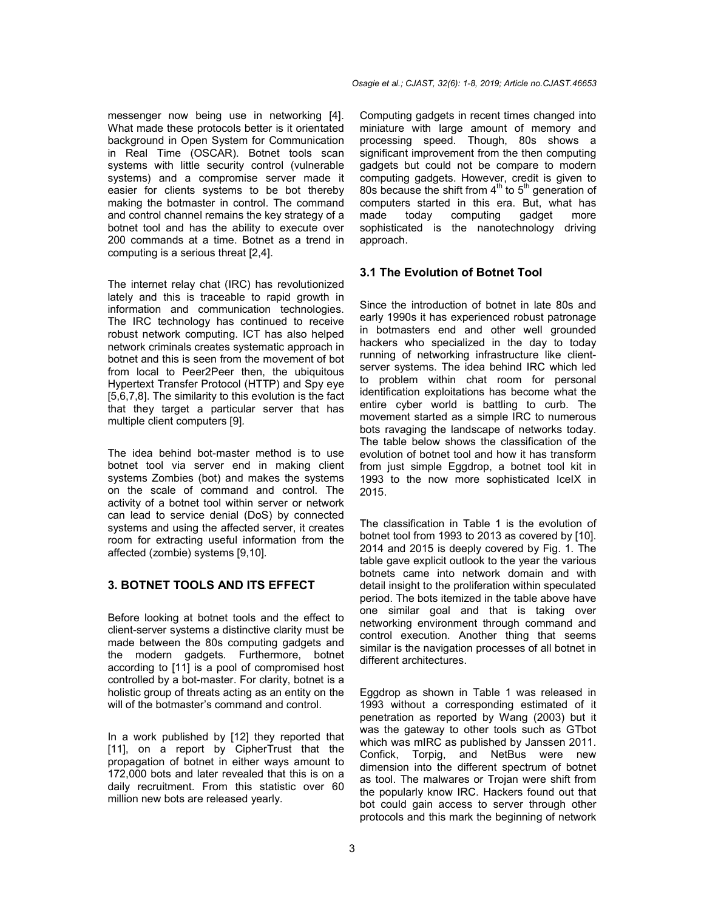messenger now being use in networking [4]. What made these protocols better is it orientated background in Open System for Communication in Real Time (OSCAR). Botnet tools scan systems with little security control (vulnerable systems) and a compromise server made it easier for clients systems to be bot thereby making the botmaster in control. The command and control channel remains the key strategy of a botnet tool and has the ability to execute over 200 commands at a time. Botnet as a trend in computing is a serious threat [2,4].

The internet relay chat (IRC) has revolutionized lately and this is traceable to rapid growth in information and communication technologies. The IRC technology has continued to receive robust network computing. ICT has also helped network criminals creates systematic approach in botnet and this is seen from the movement of bot from local to Peer2Peer then, the ubiquitous Hypertext Transfer Protocol (HTTP) and Spy eye [5,6,7,8]. The similarity to this evolution is the fact that they target a particular server that has multiple client computers [9].

The idea behind bot-master method is to use botnet tool via server end in making client systems Zombies (bot) and makes the systems on the scale of command and control. The activity of a botnet tool within server or network can lead to service denial (DoS) by connected systems and using the affected server, it creates room for extracting useful information from the affected (zombie) systems [9,10].

## 3. BOTNET TOOLS AND ITS EFFECT

Before looking at botnet tools and the effect to client-server systems a distinctive clarity must be made between the 80s computing gadgets and the modern gadgets. Furthermore, botnet according to [11] is a pool of compromised host controlled by a bot-master. For clarity, botnet is a holistic group of threats acting as an entity on the will of the botmaster's command and control.

In a work published by [12] they reported that [11], on a report by CipherTrust that the propagation of botnet in either ways amount to 172,000 bots and later revealed that this is on a daily recruitment. From this statistic over 60 million new bots are released yearly.

Computing gadgets in recent times changed into miniature with large amount of memory and processing speed. Though, 80s shows a significant improvement from the then computing gadgets but could not be compare to modern computing gadgets. However, credit is given to 80s because the shift from $4^{th}$ to $5^{th}$ generation of computers started in this era. But, what has made today computing gadget more sophisticated is the nanotechnology driving approach.

### 3.1 The Evolution of Botnet Tool

Since the introduction of botnet in late 80s and early 1990s it has experienced robust patronage in botmasters end and other well grounded hackers who specialized in the day to today running of networking infrastructure like client-server systems. The idea behind IRC which led to problem within chat room for personal identification exploitations has become what the entire cyber world is battling to curb. The movement started as a simple IRC to numerous bots ravaging the landscape of networks today. The table below shows the classification of the evolution of botnet tool and how it has transform from just simple Eggdrop, a botnet tool kit in 1993 to the now more sophisticated IceIX in 2015.

The classification in Table 1 is the evolution of botnet tool from 1993 to 2013 as covered by [10]. 2014 and 2015 is deeply covered by Fig. 1. The table gave explicit outlook to the year the various botnets came into network domain and with detail insight to the proliferation within speculated period. The bots itemized in the table above have one similar goal and that is taking over networking environment through command and control execution. Another thing that seems similar is the navigation processes of all botnet in different architectures.

Eggdrop as shown in Table 1 was released in 1993 without a corresponding estimated of it penetration as reported by Wang (2003) but it was the gateway to other tools such as GTbot which was mIRC as published by Janssen 2011. Confick, Torpig, and NetBus were new dimension into the different spectrum of botnet as tool. The malwares or Trojan were shift from the popularly know IRC. Hackers found out that bot could gain access to server through other protocols and this mark the beginning of network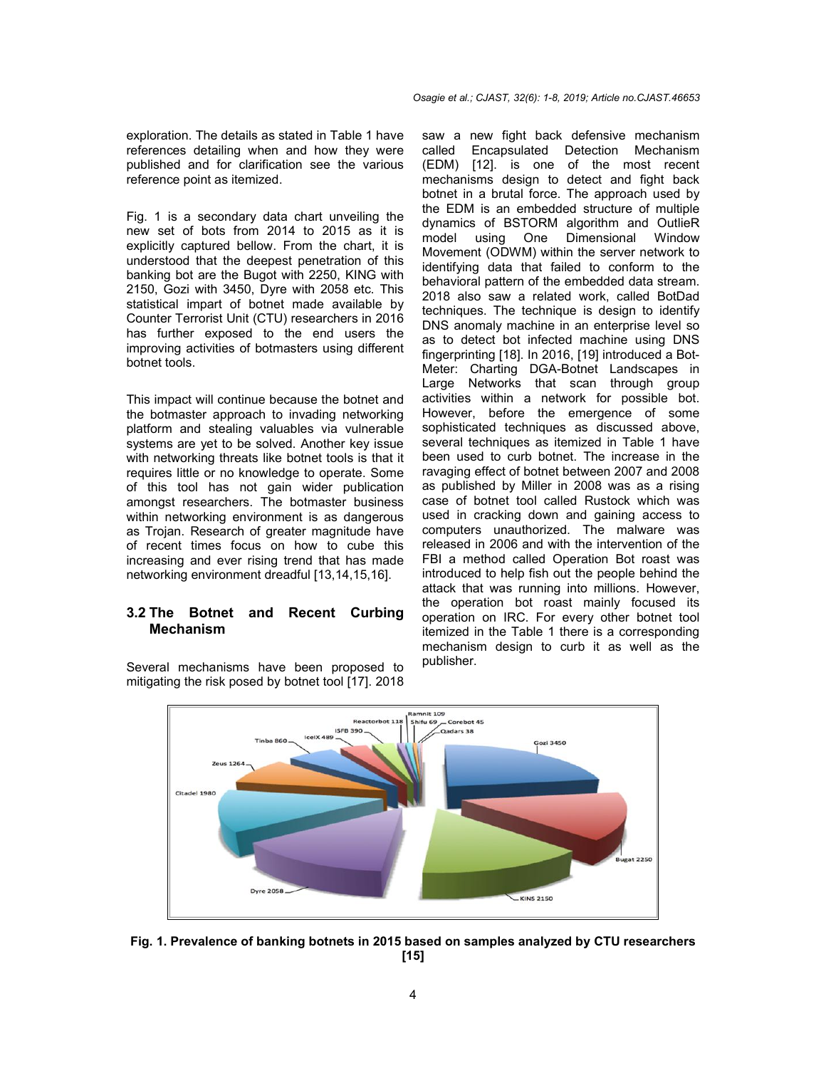exploration. The details as stated in Table 1 have references detailing when and how they were published and for clarification see the various reference point as itemized.

Fig. 1 is a secondary data chart unveiling the new set of bots from 2014 to 2015 as it is explicitly captured bellow. From the chart, it is understood that the deepest penetration of this banking bot are the Bugot with 2250, KING with 2150, Gozi with 3450, Dyre with 2058 etc. This statistical impact of botnet made available by Counter Terrorist Unit (CTU) researchers in 2016 has further exposed to the end users the improving activities of botmasters using different botnet tools.

This impact will continue because the botnet and the botmaster approach to invading networking platform and stealing valuables via vulnerable systems are yet to be solved. Another key issue with networking threats like botnet tools is that it requires little or no knowledge to operate. Some of this tool has not gain wider publication amongst researchers. The botmaster business within networking environment is as dangerous as Trojan. Research of greater magnitude have of recent times focus on how to cube this increasing and ever rising trend that has made networking environment dreadful [13,14,15,16].

### 3.2 The Botnet and Recent Curbing Mechanism

Several mechanisms have been proposed to mitigating the risk posed by botnet tool [17]. 2018 saw a new fight back defensive mechanism called Encapsulated Detection Mechanism (EDM) [12]. is one of the most recent mechanisms design to detect and fight back botnet in a brutal force. The approach used by the EDM is an embedded structure of multiple dynamics of BSTORM algorithm and OutlieR model using One Dimensional Window Movement (ODWM) within the server network to identifying data that failed to conform to the behavioral pattern of the embedded data stream. 2018 also saw a related work, called BotDad techniques. The technique is design to identify DNS anomaly machine in an enterprise level so as to detect bot infected machine using DNS fingerprinting [18]. In 2016, [19] introduced a Bot-Meter: Charting DGA-Botnet Landscapes in Large Networks that scan through group activities within a network for possible bot. However, before the emergence of some sophisticated techniques as discussed above, several techniques as itemized in Table 1 have been used to curb botnet. The increase in the ravaging effect of botnet between 2007 and 2008 as published by Miller in 2008 was as a rising case of botnet tool called Rustock which was used in cracking down and gaining access to computers unauthorized. The malware was released in 2006 and with the intervention of the FBI a method called Operation Bot roast was introduced to help fish out the people behind the attack that was running into millions. However, the operation bot roast mainly focused its operation on IRC. For every other botnet tool itemized in the Table 1 there is a corresponding mechanism design to curb it as well as the publisher.

**Fig. 1. Prevalence of banking botnets in 2015 based on samples analyzed by CTU researchers [15]**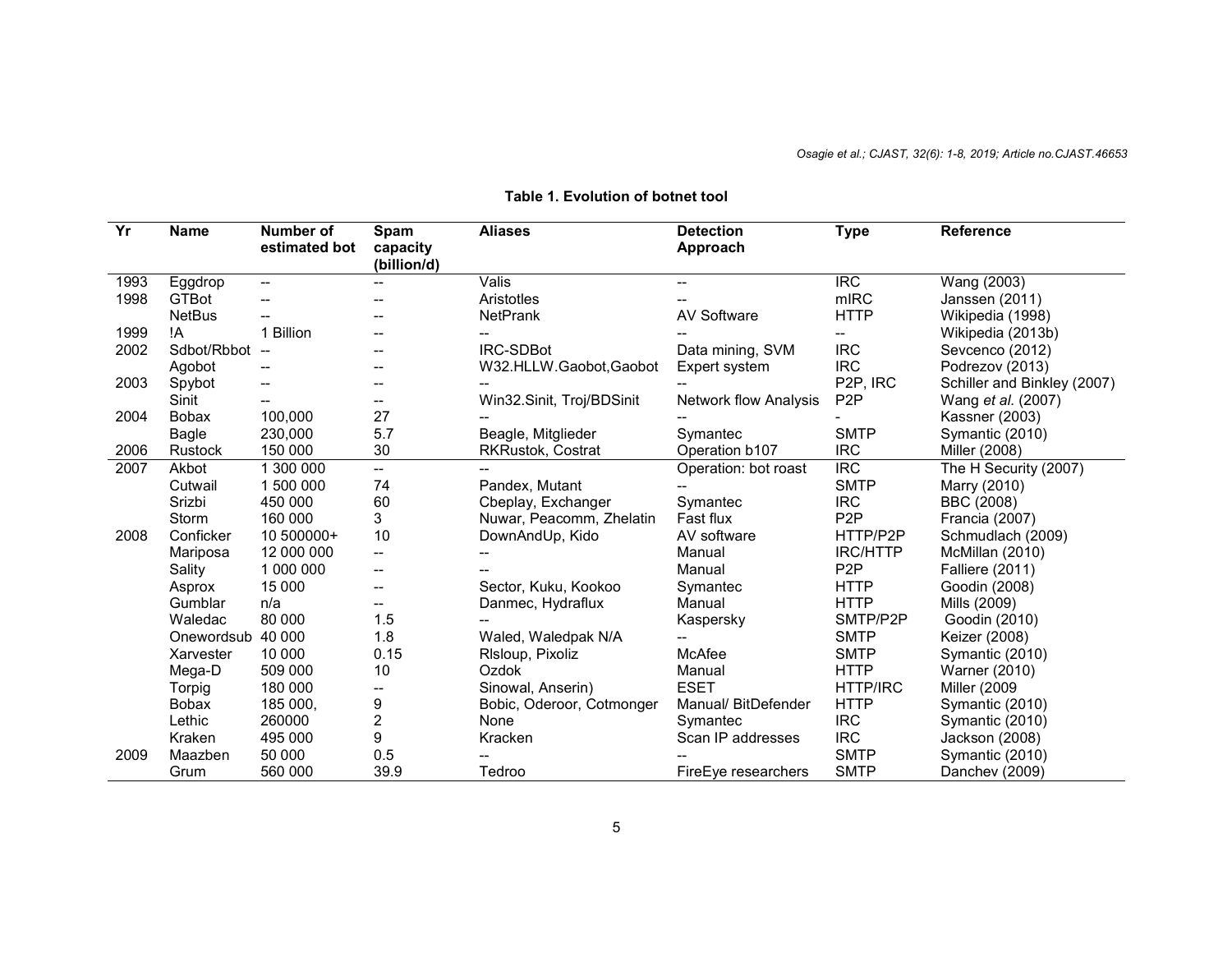**Table 1. Evolution of botnet tool**

| Yr | Name | Number of estimated bot | Spam capacity (billion/d) | Aliases | Detection Approach | Type | Reference |
|---|---|---|---|---|---|---|---|
| 1993 | Eggdrop | -- | -- | Valis | -- | IRC | Wang (2003) |
| 1998 | GTBot | -- | -- | Aristotles | -- | mIRC | Janssen (2011) |
| | NetBus | -- | -- | NetPrank | AV Software | HTTP | Wikipedia (1998) |
| 1999 | !A | 1 Billion | -- | -- | -- | -- | Wikipedia (2013b) |
| 2002 | Sdbot/Rbbot | -- | -- | IRC-SDBot | Data mining, SVM | IRC | Sevcenco (2012) |
| | Agobot | -- | -- | W32.HLLW.Gaobot,Gaobot | Expert system | IRC | Podrezov (2013) |
| 2003 | Spybot | -- | -- | -- | -- | P2P, IRC | Schiller and Binkley (2007) |
| | Sinit | -- | -- | Win32.Sinit, Troj/BDSinit | Network flow Analysis | P2P | Wang *et al.* (2007) |
| 2004 | Bobax | 100,000 | 27 | -- | -- | - | Kassner (2003) |
| | Bagle | 230,000 | 5.7 | Beagle, Mitglieder | Symantec | SMTP | Symantic (2010) |
| 2006 | Rustock | 150 000 | 30 | RKRustok, Costrat | Operation b107 | IRC | Miller (2008) |
| 2007 | Akbot | 1 300 000 | -- | -- | Operation: bot roast | IRC | The H Security (2007) |
| | Cutwail | 1 500 000 | 74 | Pandex, Mutant | -- | SMTP | Marry (2010) |
| | Srizbi | 450 000 | 60 | Cbeplay, Exchanger | Symantec | IRC | BBC (2008) |
| | Storm | 160 000 | 3 | Nuwar, Peacomm, Zhelatin | Fast flux | P2P | Francia (2007) |
| 2008 | Conficker | 10 500000+ | 10 | DownAndUp, Kido | AV software | HTTP/P2P | Schmudlach (2009) |
| | Mariposa | 12 000 000 | -- | -- | Manual | IRC/HTTP | McMillan (2010) |
| | Sality | 1 000 000 | -- | -- | Manual | P2P | Falliere (2011) |
| | Asprox | 15 000 | -- | Sector, Kuku, Kookoo | Symantec | HTTP | Goodin (2008) |
| | Gumblar | n/a | -- | Danmec, Hydraflux | Manual | HTTP | Mills (2009) |
| | Waledac | 80 000 | 1.5 | -- | Kaspersky | SMTP/P2P | Goodin (2010) |
| | Onewordsub | 40 000 | 1.8 | Waled, Waledpak N/A | -- | SMTP | Keizer (2008) |
| | Xarvester | 10 000 | 0.15 | Rlsloup, Pixoliz | McAfee | SMTP | Symantic (2010) |
| | Mega-D | 509 000 | 10 | Ozdok | Manual | HTTP | Warner (2010) |
| | Torpig | 180 000 | -- | Sinowal, Anserin) | ESET | HTTP/IRC | Miller (2009 |
| | Bobax | 185 000, | 9 | Bobic, Oderoor, Cotmonger | Manual/ BitDefender | HTTP | Symantic (2010) |
| | Lethic | 260000 | 2 | None | Symantec | IRC | Symantic (2010) |
| | Kraken | 495 000 | 9 | Kracken | Scan IP addresses | IRC | Jackson (2008) |
| 2009 | Maazben | 50 000 | 0.5 | -- | -- | SMTP | Symantic (2010) |
| | Grum | 560 000 | 39.9 | Tedroo | FireEye researchers | SMTP | Danchev (2009) |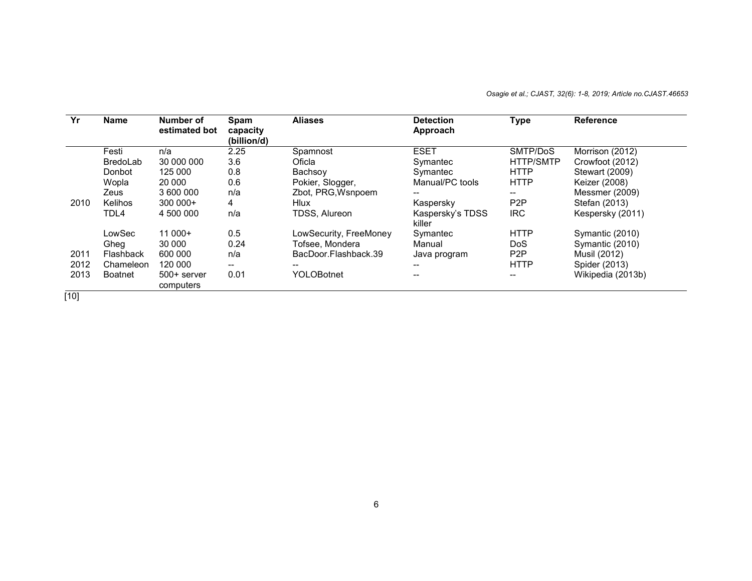| Yr | Name | Number of estimated bot | Spam capacity (billion/d) | Aliases | Detection Approach | Type | Reference |
|---|---|---|---|---|---|---|---|
| | Festi | n/a | 2.25 | Spamnost | ESET | SMTP/DoS | Morrison (2012) |
| | BredoLab | 30 000 000 | 3.6 | Oficla | Symantec | HTTP/SMTP | Crowfoot (2012) |
| | Donbot | 125 000 | 0.8 | Bachsoy | Symantec | HTTP | Stewart (2009) |
| | Wopla | 20 000 | 0.6 | Pokier, Slogger, | Manual/PC tools | HTTP | Keizer (2008) |
| | Zeus | 3 600 000 | n/a | Zbot, PRG,Wsnpoem | -- | -- | Messmer (2009) |
| 2010 | Kelihos | 300 000+ | 4 | Hlux | Kaspersky | P2P | Stefan (2013) |
| | TDL4 | 4 500 000 | n/a | TDSS, Alureon | Kaspersky's TDSS killer | IRC | Kespersky (2011) |
| | LowSec | 11 000+ | 0.5 | LowSecurity, FreeMoney | Symantec | HTTP | Symantic (2010) |
| | Gheg | 30 000 | 0.24 | Tofsee, Mondera | Manual | DoS | Symantic (2010) |
| 2011 | Flashback | 600 000 | n/a | BacDoor.Flashback.39 | Java program | P2P | Musil (2012) |
| 2012 | Chameleon | 120 000 | -- | -- | -- | HTTP | Spider (2013) |
| 2013 | Boatnet | 500+ server computers | 0.01 | YOLOBotnet | -- | -- | Wikipedia (2013b) |

[10]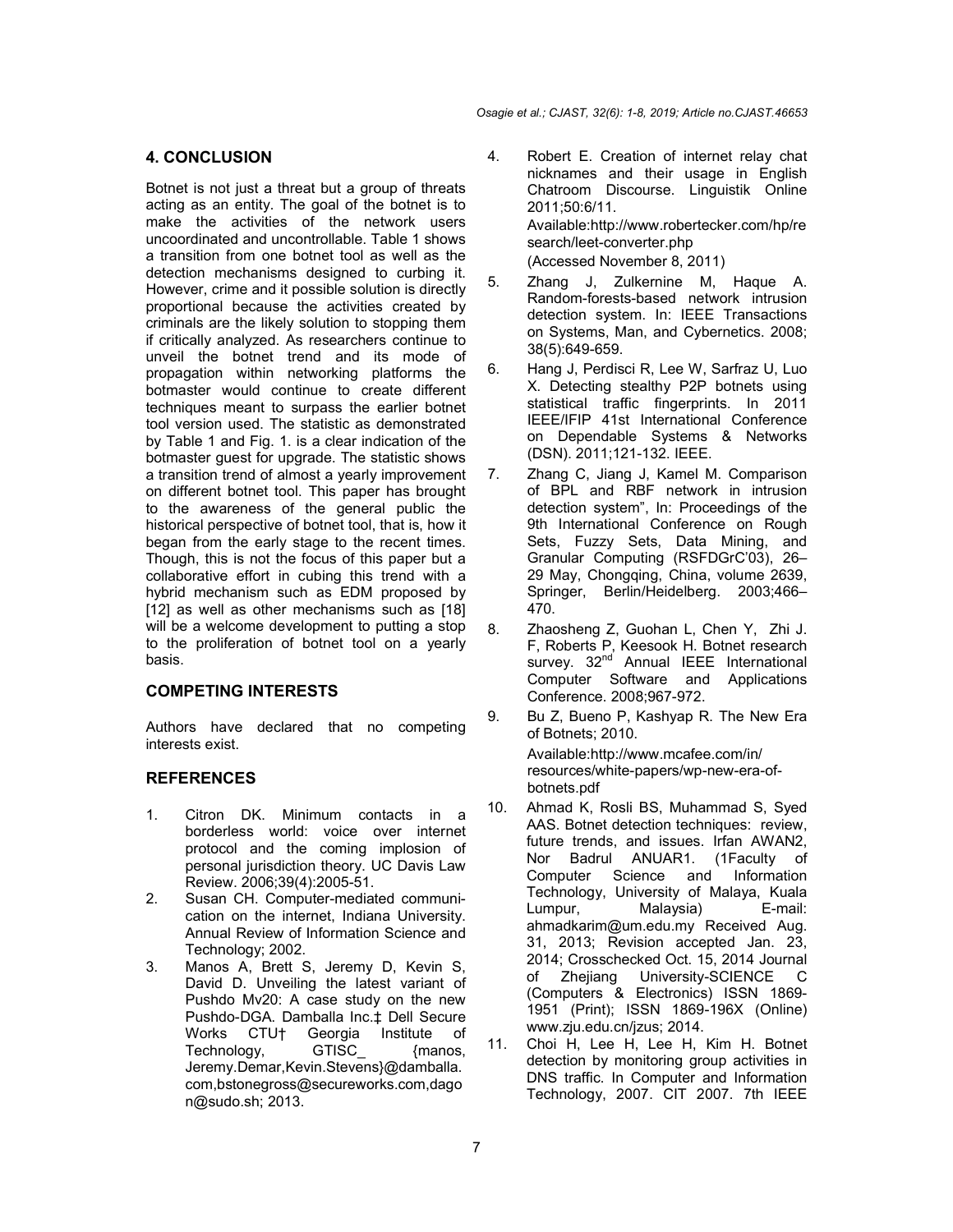## 4. CONCLUSION

Botnet is not just a threat but a group of threats acting as an entity. The goal of the botnet is to make the activities of the network users uncoordinated and uncontrollable. Table 1 shows a transition from one botnet tool as well as the detection mechanisms designed to curbing it. However, crime and it possible solution is directly proportional because the activities created by criminals are the likely solution to stopping them if critically analyzed. As researchers continue to unveil the botnet trend and its mode of propagation within networking platforms the botmaster would continue to create different techniques meant to surpass the earlier botnet tool version used. The statistic as demonstrated by Table 1 and Fig. 1. is a clear indication of the botmaster guest for upgrade. The statistic shows a transition trend of almost a yearly improvement on different botnet tool. This paper has brought to the awareness of the general public the historical perspective of botnet tool, that is, how it began from the early stage to the recent times. Though, this is not the focus of this paper but a collaborative effort in cubing this trend with a hybrid mechanism such as EDM proposed by [12] as well as other mechanisms such as [18] will be a welcome development to putting a stop to the proliferation of botnet tool on a yearly basis.

## COMPETING INTERESTS

Authors have declared that no competing interests exist.

## REFERENCES

1. Citron DK. Minimum contacts in a borderless world: voice over internet protocol and the coming implosion of personal jurisdiction theory. UC Davis Law Review. 2006;39(4):2005-51.
2. Susan CH. Computer-mediated communication on the internet, Indiana University. Annual Review of Information Science and Technology; 2002.
3. Manos A, Brett S, Jeremy D, Kevin S, David D. Unveiling the latest variant of Pushdo Mv20: A case study on the new Pushdo-DGA. Damballa Inc.‡ Dell Secure Works CTU† Georgia Institute of Technology, GTISC_ {manos, Jeremy.Demar,Kevin.Stevens}@damballa.com,bstonegross@secureworks.com,dagon@sudo.sh; 2013.
4. Robert E. Creation of internet relay chat nicknames and their usage in English Chatroom Discourse. Linguistik Online 2011;50:6/11.
   Available:http://www.robertecker.com/hp/research/leet-converter.php
   (Accessed November 8, 2011)
5. Zhang J, Zulkernine M, Haque A. Random-forests-based network intrusion detection system. In: IEEE Transactions on Systems, Man, and Cybernetics. 2008; 38(5):649-659.
6. Hang J, Perdisci R, Lee W, Sarfraz U, Luo X. Detecting stealthy P2P botnets using statistical traffic fingerprints. In 2011 IEEE/IFIP 41st International Conference on Dependable Systems & Networks (DSN). 2011;121-132. IEEE.
7. Zhang C, Jiang J, Kamel M. Comparison of BPL and RBF network in intrusion detection system", In: Proceedings of the 9th International Conference on Rough Sets, Fuzzy Sets, Data Mining, and Granular Computing (RSFDGrC'03), 26–29 May, Chongqing, China, volume 2639, Springer, Berlin/Heidelberg. 2003;466–470.
8. Zhaosheng Z, Guohan L, Chen Y, Zhi J. F, Roberts P, Keesook H. Botnet research survey. 32nd Annual IEEE International Computer Software and Applications Conference. 2008;967-972.
9. Bu Z, Bueno P, Kashyap R. The New Era of Botnets; 2010.
   Available:http://www.mcafee.com/in/resources/white-papers/wp-new-era-of-botnets.pdf
10. Ahmad K, Rosli BS, Muhammad S, Syed AAS. Botnet detection techniques: review, future trends, and issues. Irfan AWAN2, Nor Badrul ANUAR1. (1Faculty of Computer Science and Information Technology, University of Malaya, Kuala Lumpur, Malaysia) E-mail: ahmadkarim@um.edu.my Received Aug. 31, 2013; Revision accepted Jan. 23, 2014; Crosschecked Oct. 15, 2014 Journal of Zhejiang University-SCIENCE C (Computers & Electronics) ISSN 1869-1951 (Print); ISSN 1869-196X (Online) www.zju.edu.cn/jzus; 2014.
11. Choi H, Lee H, Lee H, Kim H. Botnet detection by monitoring group activities in DNS traffic. In Computer and Information Technology, 2007. CIT 2007. 7th IEEE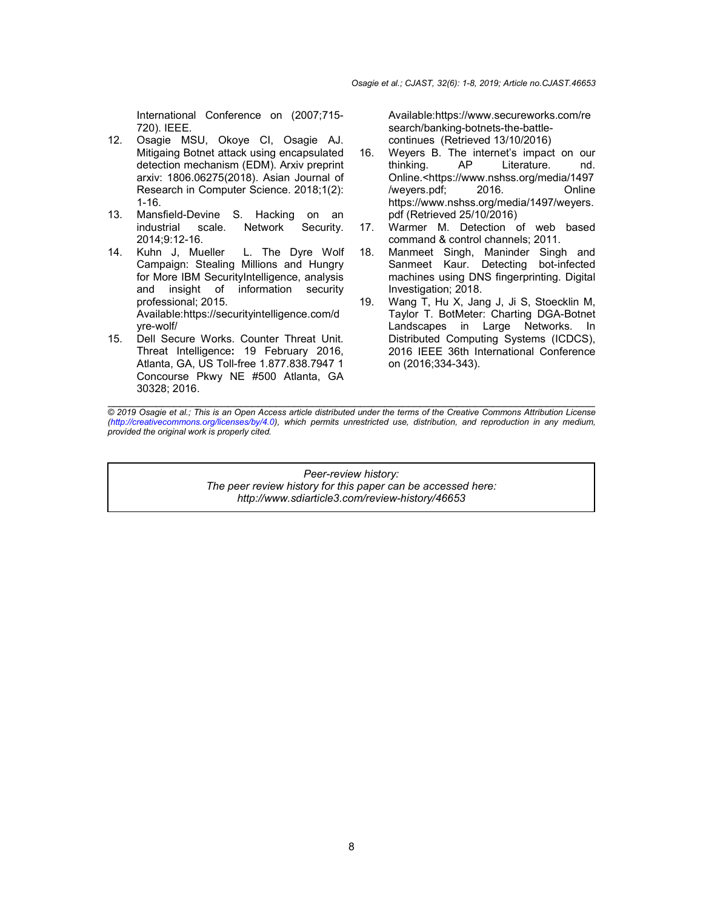International Conference on (2007;715-720). IEEE.

12. Osagie MSU, Okoye CI, Osagie AJ. Mitigaing Botnet attack using encapsulated detection mechanism (EDM). Arxiv preprint arxiv: 1806.06275(2018). Asian Journal of Research in Computer Science. 2018;1(2): 1-16.
13. Mansfield-Devine S. Hacking on an industrial scale. Network Security. 2014;9:12-16.
14. Kuhn J, Mueller L. The Dyre Wolf Campaign: Stealing Millions and Hungry for More IBM SecurityIntelligence, analysis and insight of information security professional; 2015. Available:https://securityintelligence.com/dyre-wolf/
15. Dell Secure Works. Counter Threat Unit. Threat Intelligence**:** 19 February 2016, Atlanta, GA, US Toll-free 1.877.838.7947 1 Concourse Pkwy NE #500 Atlanta, GA 30328; 2016. Available:https://www.secureworks.com/research/banking-botnets-the-battle-continues (Retrieved 13/10/2016)
16. Weyers B. The internet's impact on our thinking. AP Literature. nd. Online.<https://www.nshss.org/media/1497/weyers.pdf; 2016. Online https://www.nshss.org/media/1497/weyers.pdf (Retrieved 25/10/2016)
17. Warmer M. Detection of web based command & control channels; 2011.
18. Manmeet Singh, Maninder Singh and Sanmeet Kaur. Detecting bot-infected machines using DNS fingerprinting. Digital Investigation; 2018.
19. Wang T, Hu X, Jang J, Ji S, Stoecklin M, Taylor T. BotMeter: Charting DGA-Botnet Landscapes in Large Networks. In Distributed Computing Systems (ICDCS), 2016 IEEE 36th International Conference on (2016;334-343).

---

*© 2019 Osagie et al.; This is an Open Access article distributed under the terms of the Creative Commons Attribution License (http://creativecommons.org/licenses/by/4.0), which permits unrestricted use, distribution, and reproduction in any medium, provided the original work is properly cited.*

*Peer-review history:*
*The peer review history for this paper can be accessed here:*
*http://www.sdiarticle3.com/review-history/46653*